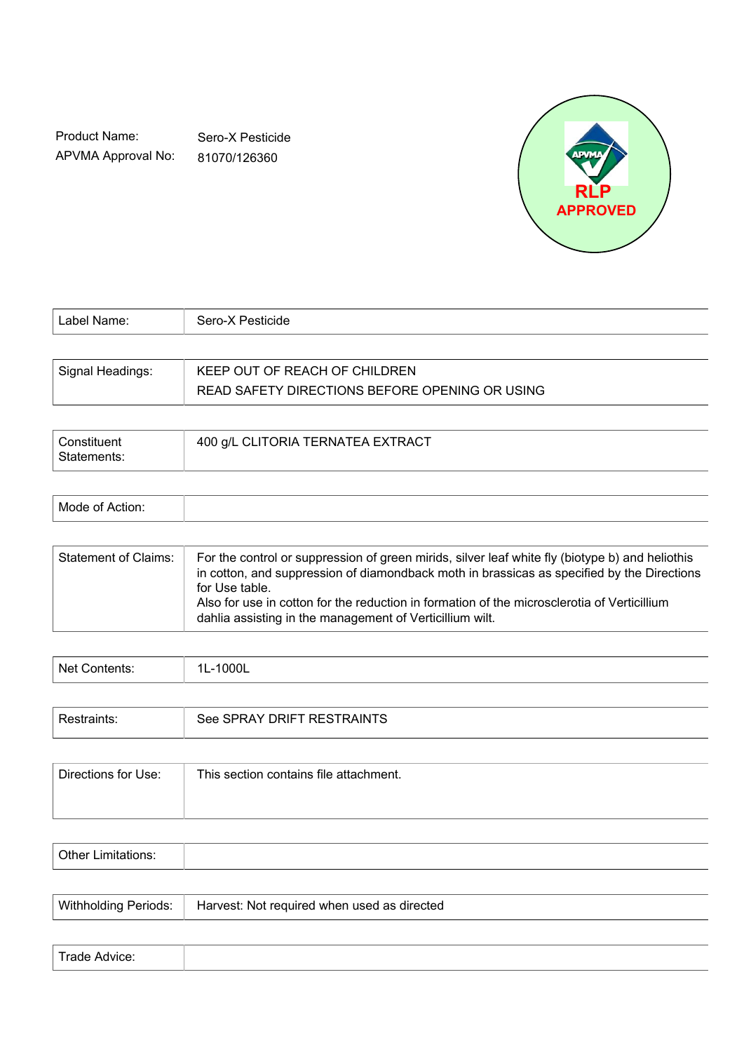Product Name: Sero-X Pesticide

APVMA Approval No: 81070/126360

RLP APPROVED

| Label Name: | Sero-X Pesticide |
|---|---|
| Signal Headings: | KEEP OUT OF REACH OF CHILDREN<br>READ SAFETY DIRECTIONS BEFORE OPENING OR USING |
| Constituent Statements: | 400 g/L CLITORIA TERNATEA EXTRACT |
| Mode of Action: | |
| Statement of Claims: | For the control or suppression of green mirids, silver leaf white fly (biotype b) and heliothis in cotton, and suppression of diamondback moth in brassicas as specified by the Directions for Use table.<br>Also for use in cotton for the reduction in formation of the microsclerotia of Verticillium dahlia assisting in the management of Verticillium wilt. |
| Net Contents: | 1L-1000L |
| Restraints: | See SPRAY DRIFT RESTRAINTS |
| Directions for Use: | This section contains file attachment. |
| Other Limitations: | |
| Withholding Periods: | Harvest: Not required when used as directed |
| Trade Advice: | |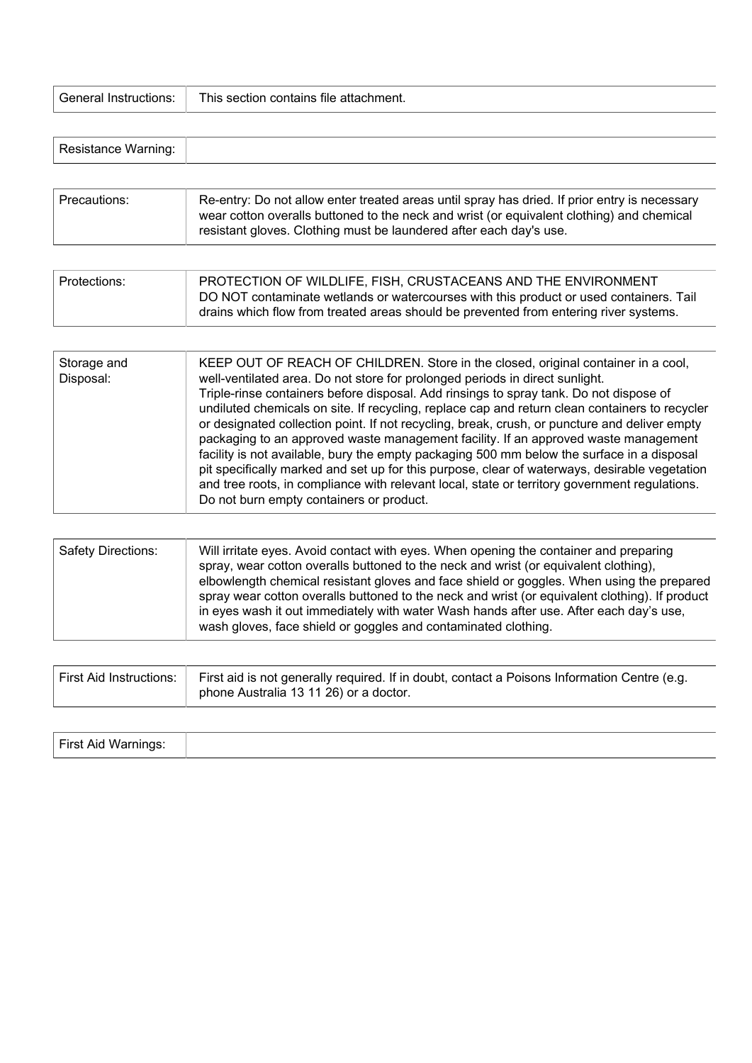| General Instructions: | This section contains file attachment. |
| --- | --- |

| Resistance Warning: | |
| --- | --- |

| Precautions: | Re-entry: Do not allow enter treated areas until spray has dried. If prior entry is necessary wear cotton overalls buttoned to the neck and wrist (or equivalent clothing) and chemical resistant gloves. Clothing must be laundered after each day's use. |
| --- | --- |

| Protections: | PROTECTION OF WILDLIFE, FISH, CRUSTACEANS AND THE ENVIRONMENT<br>DO NOT contaminate wetlands or watercourses with this product or used containers. Tail drains which flow from treated areas should be prevented from entering river systems. |
| --- | --- |

| Storage and Disposal: | KEEP OUT OF REACH OF CHILDREN. Store in the closed, original container in a cool, well-ventilated area. Do not store for prolonged periods in direct sunlight.<br>Triple-rinse containers before disposal. Add rinsings to spray tank. Do not dispose of undiluted chemicals on site. If recycling, replace cap and return clean containers to recycler or designated collection point. If not recycling, break, crush, or puncture and deliver empty packaging to an approved waste management facility. If an approved waste management facility is not available, bury the empty packaging 500 mm below the surface in a disposal pit specifically marked and set up for this purpose, clear of waterways, desirable vegetation and tree roots, in compliance with relevant local, state or territory government regulations. Do not burn empty containers or product. |
| --- | --- |

| Safety Directions: | Will irritate eyes. Avoid contact with eyes. When opening the container and preparing spray, wear cotton overalls buttoned to the neck and wrist (or equivalent clothing), elbowlength chemical resistant gloves and face shield or goggles. When using the prepared spray wear cotton overalls buttoned to the neck and wrist (or equivalent clothing). If product in eyes wash it out immediately with water Wash hands after use. After each day's use, wash gloves, face shield or goggles and contaminated clothing. |
| --- | --- |

| First Aid Instructions: | First aid is not generally required. If in doubt, contact a Poisons Information Centre (e.g. phone Australia 13 11 26) or a doctor. |
| --- | --- |

| First Aid Warnings: | |
| --- | --- |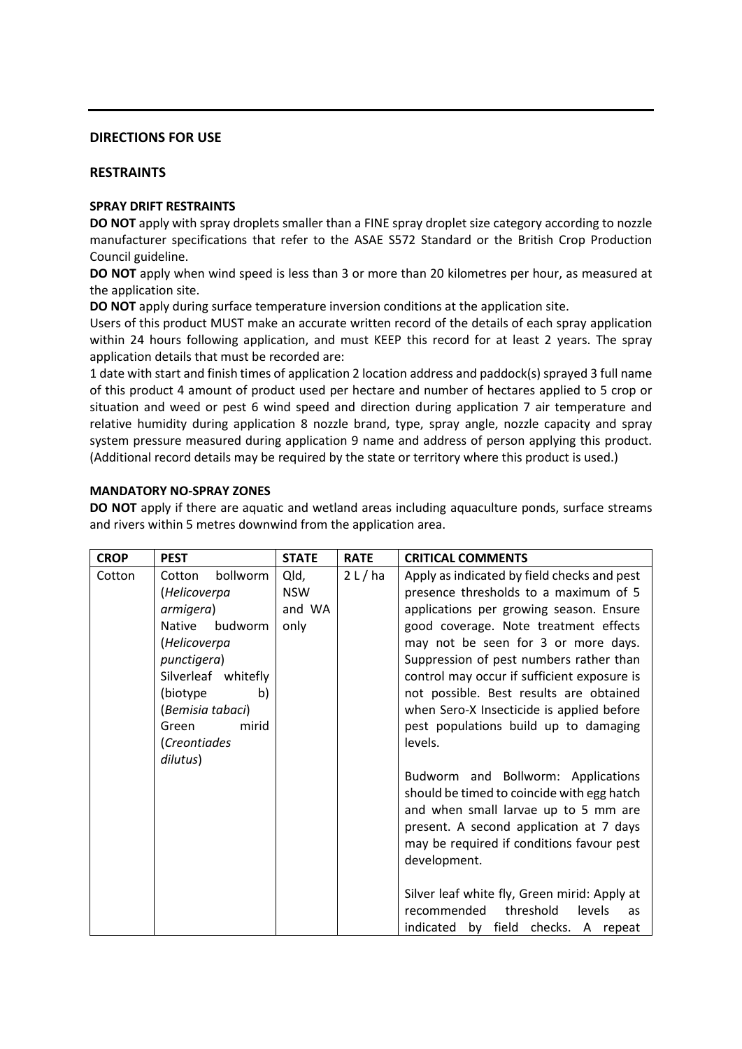## DIRECTIONS FOR USE

## RESTRAINTS

### SPRAY DRIFT RESTRAINTS

**DO NOT** apply with spray droplets smaller than a FINE spray droplet size category according to nozzle manufacturer specifications that refer to the ASAE S572 Standard or the British Crop Production Council guideline.

**DO NOT** apply when wind speed is less than 3 or more than 20 kilometres per hour, as measured at the application site.

**DO NOT** apply during surface temperature inversion conditions at the application site.

Users of this product MUST make an accurate written record of the details of each spray application within 24 hours following application, and must KEEP this record for at least 2 years. The spray application details that must be recorded are:

1 date with start and finish times of application 2 location address and paddock(s) sprayed 3 full name of this product 4 amount of product used per hectare and number of hectares applied to 5 crop or situation and weed or pest 6 wind speed and direction during application 7 air temperature and relative humidity during application 8 nozzle brand, type, spray angle, nozzle capacity and spray system pressure measured during application 9 name and address of person applying this product. (Additional record details may be required by the state or territory where this product is used.)

### MANDATORY NO-SPRAY ZONES

**DO NOT** apply if there are aquatic and wetland areas including aquaculture ponds, surface streams and rivers within 5 metres downwind from the application area.

| CROP | PEST | STATE | RATE | CRITICAL COMMENTS |
|---|---|---|---|---|
| Cotton | Cotton bollworm (*Helicoverpa armigera*)<br>Native budworm (*Helicoverpa punctigera*)<br>Silverleaf whitefly (biotype b) (*Bemisia tabaci*)<br>Green mirid (*Creontiades dilutus*) | Qld, NSW and WA only | 2 L / ha | Apply as indicated by field checks and pest presence thresholds to a maximum of 5 applications per growing season. Ensure good coverage. Note treatment effects may not be seen for 3 or more days. Suppression of pest numbers rather than control may occur if sufficient exposure is not possible. Best results are obtained when Sero-X Insecticide is applied before pest populations build up to damaging levels.<br><br>Budworm and Bollworm: Applications should be timed to coincide with egg hatch and when small larvae up to 5 mm are present. A second application at 7 days may be required if conditions favour pest development.<br><br>Silver leaf white fly, Green mirid: Apply at recommended threshold levels as indicated by field checks. A repeat |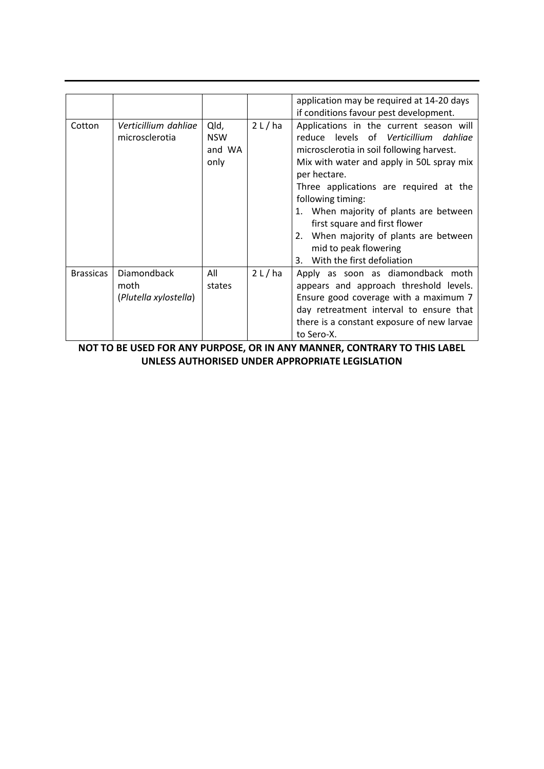| | | | | |
|---|---|---|---|---|
| | | | | application may be required at 14-20 days if conditions favour pest development. |
| Cotton | *Verticillium dahliae* microsclerotia | Qld, NSW and WA only | 2 L / ha | Applications in the current season will reduce levels of *Verticillium dahliae* microsclerotia in soil following harvest.<br>Mix with water and apply in 50L spray mix per hectare.<br>Three applications are required at the following timing:<br>1. When majority of plants are between first square and first flower<br>2. When majority of plants are between mid to peak flowering<br>3. With the first defoliation |
| Brassicas | Diamondback moth (*Plutella xylostella*) | All states | 2 L / ha | Apply as soon as diamondback moth appears and approach threshold levels. Ensure good coverage with a maximum 7 day retreatment interval to ensure that there is a constant exposure of new larvae to Sero-X. |

**NOT TO BE USED FOR ANY PURPOSE, OR IN ANY MANNER, CONTRARY TO THIS LABEL UNLESS AUTHORISED UNDER APPROPRIATE LEGISLATION**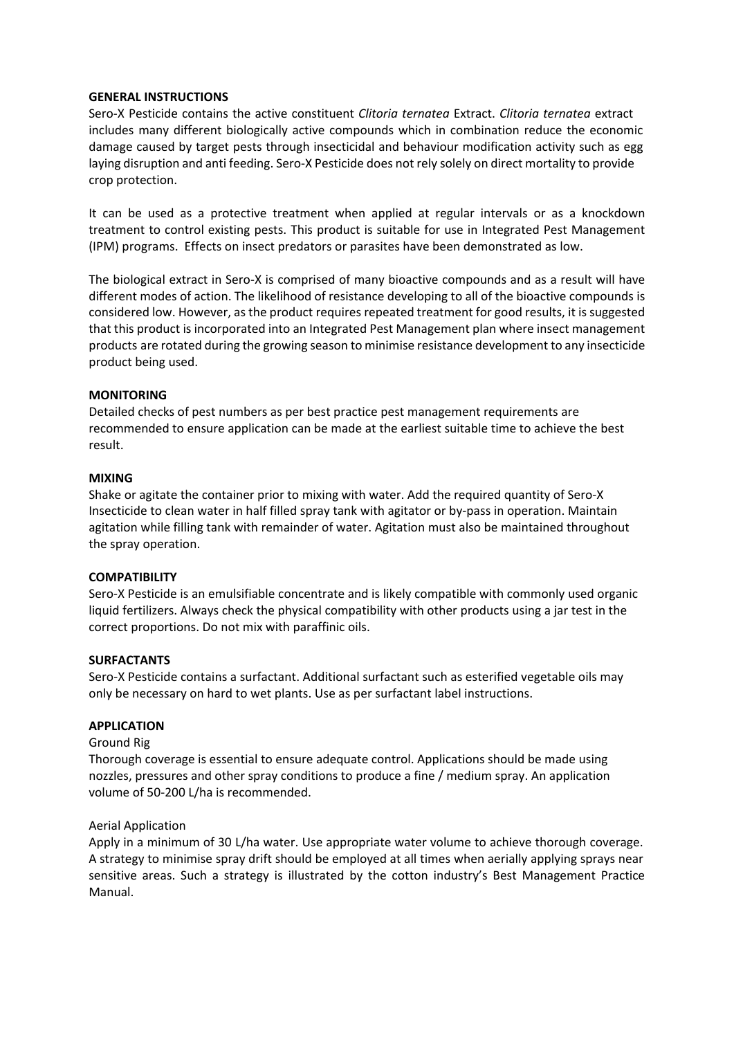**GENERAL INSTRUCTIONS**

Sero-X Pesticide contains the active constituent *Clitoria ternatea* Extract. *Clitoria ternatea* extract includes many different biologically active compounds which in combination reduce the economic damage caused by target pests through insecticidal and behaviour modification activity such as egg laying disruption and anti feeding. Sero-X Pesticide does not rely solely on direct mortality to provide crop protection.

It can be used as a protective treatment when applied at regular intervals or as a knockdown treatment to control existing pests. This product is suitable for use in Integrated Pest Management (IPM) programs. Effects on insect predators or parasites have been demonstrated as low.

The biological extract in Sero-X is comprised of many bioactive compounds and as a result will have different modes of action. The likelihood of resistance developing to all of the bioactive compounds is considered low. However, as the product requires repeated treatment for good results, it is suggested that this product is incorporated into an Integrated Pest Management plan where insect management products are rotated during the growing season to minimise resistance development to any insecticide product being used.

**MONITORING**

Detailed checks of pest numbers as per best practice pest management requirements are recommended to ensure application can be made at the earliest suitable time to achieve the best result.

**MIXING**

Shake or agitate the container prior to mixing with water. Add the required quantity of Sero-X Insecticide to clean water in half filled spray tank with agitator or by-pass in operation. Maintain agitation while filling tank with remainder of water. Agitation must also be maintained throughout the spray operation.

**COMPATIBILITY**

Sero-X Pesticide is an emulsifiable concentrate and is likely compatible with commonly used organic liquid fertilizers. Always check the physical compatibility with other products using a jar test in the correct proportions. Do not mix with paraffinic oils.

**SURFACTANTS**

Sero-X Pesticide contains a surfactant. Additional surfactant such as esterified vegetable oils may only be necessary on hard to wet plants. Use as per surfactant label instructions.

**APPLICATION**

Ground Rig

Thorough coverage is essential to ensure adequate control. Applications should be made using nozzles, pressures and other spray conditions to produce a fine / medium spray. An application volume of 50-200 L/ha is recommended.

Aerial Application

Apply in a minimum of 30 L/ha water. Use appropriate water volume to achieve thorough coverage. A strategy to minimise spray drift should be employed at all times when aerially applying sprays near sensitive areas. Such a strategy is illustrated by the cotton industry's Best Management Practice Manual.